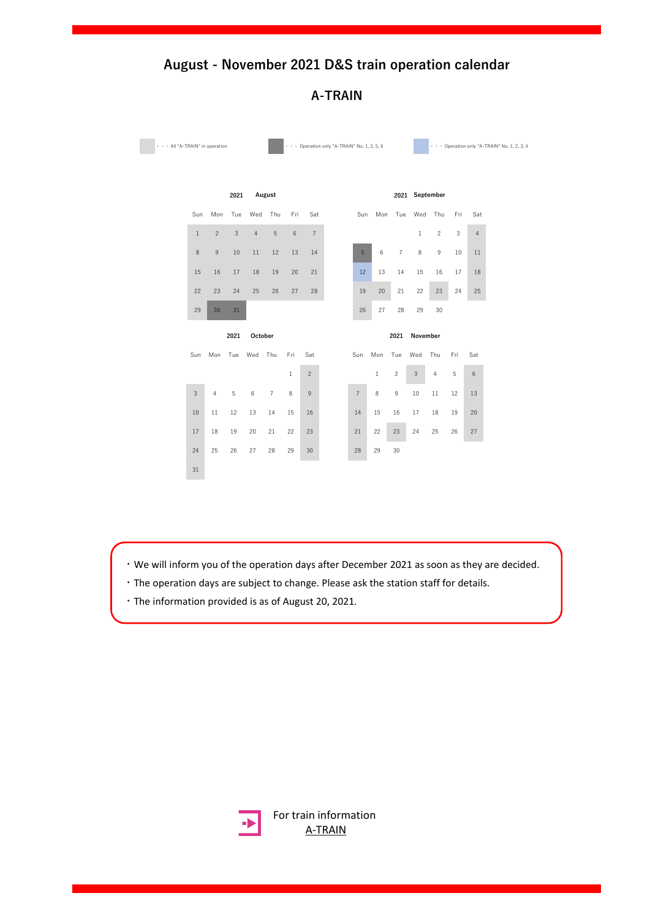# August - November 2021 D&S train operation calendar

## A-TRAIN

・・・ All "A-TRAIN" in operation (light gray)

・・・ Operation only "A-TRAIN" No. 1, 2, 5, 6 (dark gray)

・・・ Operation only "A-TRAIN" No. 1, 2, 3, 4 (light blue)

**2021 August**

| Sun | Mon | Tue | Wed | Thu | Fri | Sat |
|---|---|---|---|---|---|---|
| 1 | 2 | 3 | 4 | 5 | 6 | 7 |
| 8 | 9 | 10 | 11 | 12 | 13 | 14 |
| 15 | 16 | 17 | 18 | 19 | 20 | 21 |
| 22 | 23 | 24 | 25 | 26 | 27 | 28 |
| 29 | 30 | 31 | | | | |

**2021 September**

| Sun | Mon | Tue | Wed | Thu | Fri | Sat |
|---|---|---|---|---|---|---|
| | | | 1 | 2 | 3 | 4 |
| 5 | 6 | 7 | 8 | 9 | 10 | 11 |
| 12 | 13 | 14 | 15 | 16 | 17 | 18 |
| 19 | 20 | 21 | 22 | 23 | 24 | 25 |
| 26 | 27 | 28 | 29 | 30 | | |

**2021 October**

| Sun | Mon | Tue | Wed | Thu | Fri | Sat |
|---|---|---|---|---|---|---|
| | | | | | 1 | 2 |
| 3 | 4 | 5 | 6 | 7 | 8 | 9 |
| 10 | 11 | 12 | 13 | 14 | 15 | 16 |
| 17 | 18 | 19 | 20 | 21 | 22 | 23 |
| 24 | 25 | 26 | 27 | 28 | 29 | 30 |
| 31 | | | | | | |

**2021 November**

| Sun | Mon | Tue | Wed | Thu | Fri | Sat |
|---|---|---|---|---|---|---|
| | 1 | 2 | 3 | 4 | 5 | 6 |
| 7 | 8 | 9 | 10 | 11 | 12 | 13 |
| 14 | 15 | 16 | 17 | 18 | 19 | 20 |
| 21 | 22 | 23 | 24 | 25 | 26 | 27 |
| 28 | 29 | 30 | | | | |

- We will inform you of the operation days after December 2021 as soon as they are decided.
- The operation days are subject to change. Please ask the station staff for details.
- The information provided is as of August 20, 2021.

For train information
A-TRAIN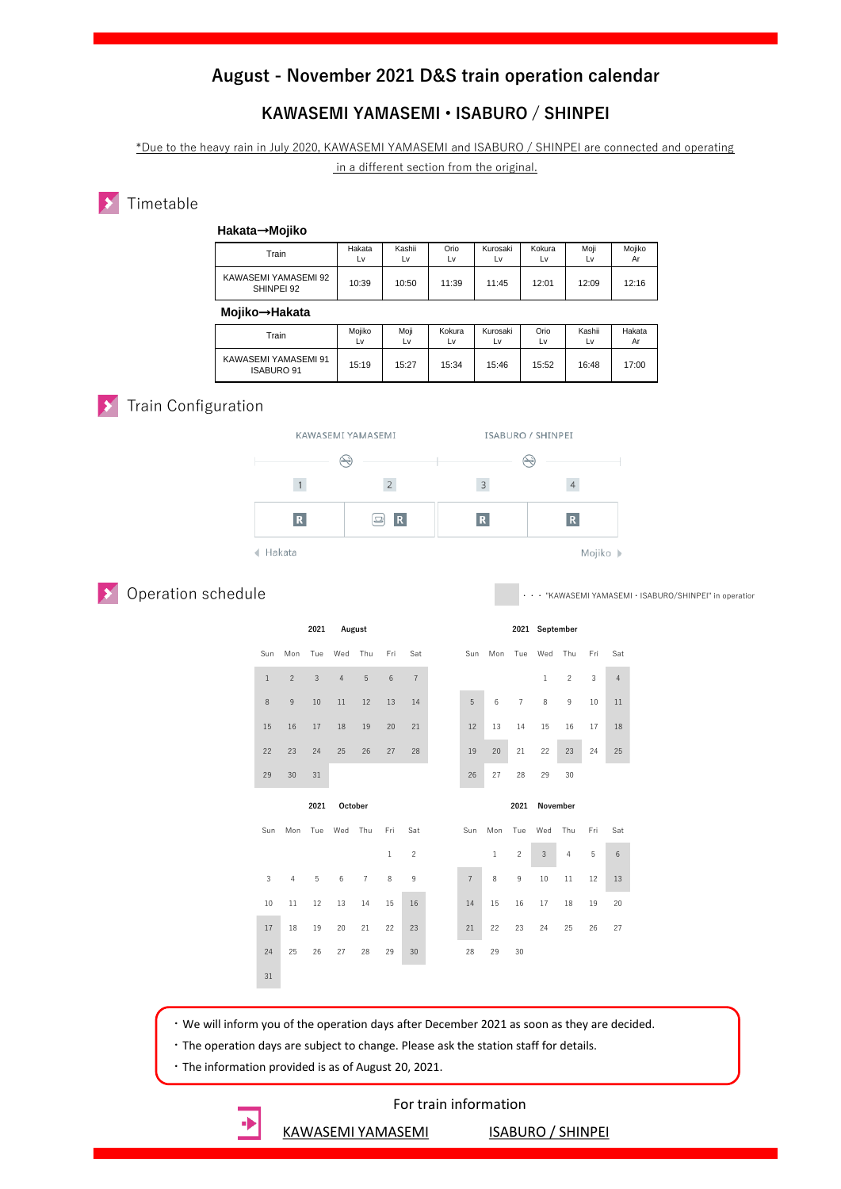# August - November 2021 D&S train operation calendar

## KAWASEMI YAMASEMI • ISABURO / SHINPEI

*Due to the heavy rain in July 2020, KAWASEMI YAMASEMI and ISABURO / SHINPEI are connected and operating in a different section from the original.

## Timetable

### Hakata→Mojiko

| Train | Hakata Lv | Kashii Lv | Orio Lv | Kurosaki Lv | Kokura Lv | Moji Lv | Mojiko Ar |
|---|---|---|---|---|---|---|---|
| KAWASEMI YAMASEMI 92 SHINPEI 92 | 10:39 | 10:50 | 11:39 | 11:45 | 12:01 | 12:09 | 12:16 |

### Mojiko→Hakata

| Train | Mojiko Lv | Moji Lv | Kokura Lv | Kurosaki Lv | Orio Lv | Kashii Lv | Hakata Ar |
|---|---|---|---|---|---|---|---|
| KAWASEMI YAMASEMI 91 ISABURO 91 | 15:19 | 15:27 | 15:34 | 15:46 | 15:52 | 16:48 | 17:00 |

## Train Configuration

| KAWASEMI YAMASEMI | | ISABURO / SHINPEI | |
|---|---|---|---|
| 1 | 2 | 3 | 4 |
| R | R | R | R |

◀ Hakata　　　Mojiko ▶

## Operation schedule

(Shaded) ・・・ "KAWASEMI YAMASEMI・ISABURO/SHINPEI" in operation

**2021 August**

| Sun | Mon | Tue | Wed | Thu | Fri | Sat |
|---|---|---|---|---|---|---|
| 1 | 2 | 3 | 4 | 5 | 6 | 7 |
| 8 | 9 | 10 | 11 | 12 | 13 | 14 |
| 15 | 16 | 17 | 18 | 19 | 20 | 21 |
| 22 | 23 | 24 | 25 | 26 | 27 | 28 |
| 29 | 30 | 31 | | | | |

**2021 September**

| Sun | Mon | Tue | Wed | Thu | Fri | Sat |
|---|---|---|---|---|---|---|
| | | | 1 | 2 | 3 | 4 |
| 5 | 6 | 7 | 8 | 9 | 10 | 11 |
| 12 | 13 | 14 | 15 | 16 | 17 | 18 |
| 19 | 20 | 21 | 22 | 23 | 24 | 25 |
| 26 | 27 | 28 | 29 | 30 | | |

**2021 October**

| Sun | Mon | Tue | Wed | Thu | Fri | Sat |
|---|---|---|---|---|---|---|
| | | | | | 1 | 2 |
| 3 | 4 | 5 | 6 | 7 | 8 | 9 |
| 10 | 11 | 12 | 13 | 14 | 15 | 16 |
| 17 | 18 | 19 | 20 | 21 | 22 | 23 |
| 24 | 25 | 26 | 27 | 28 | 29 | 30 |
| 31 | | | | | | |

**2021 November**

| Sun | Mon | Tue | Wed | Thu | Fri | Sat |
|---|---|---|---|---|---|---|
| | 1 | 2 | 3 | 4 | 5 | 6 |
| 7 | 8 | 9 | 10 | 11 | 12 | 13 |
| 14 | 15 | 16 | 17 | 18 | 19 | 20 |
| 21 | 22 | 23 | 24 | 25 | 26 | 27 |
| 28 | 29 | 30 | | | | |

- We will inform you of the operation days after December 2021 as soon as they are decided.
- The operation days are subject to change. Please ask the station staff for details.
- The information provided is as of August 20, 2021.

For train information

KAWASEMI YAMASEMI　　ISABURO / SHINPEI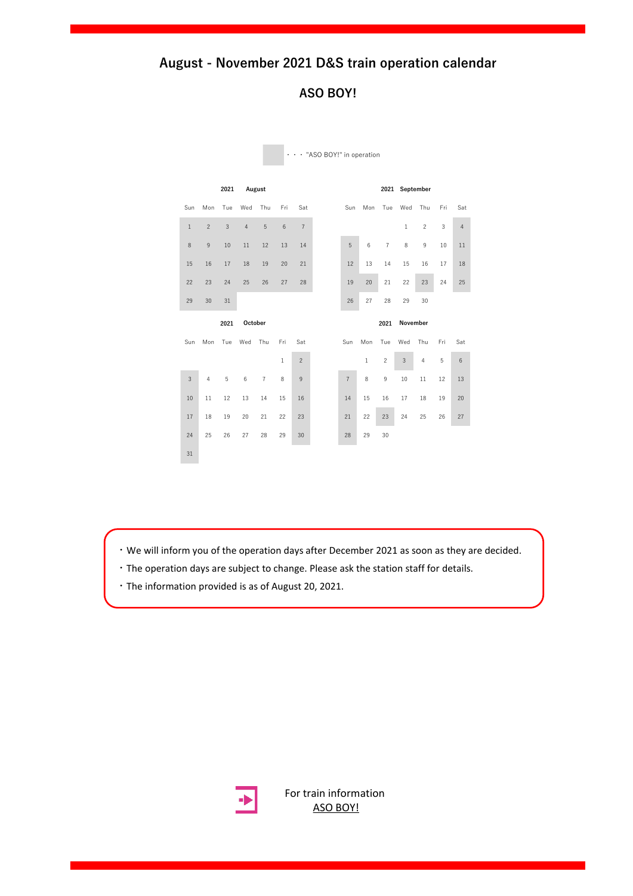# August - November 2021 D&S train operation calendar

## ASO BOY!

(Shaded) ・・・"ASO BOY!" in operation

*(Operation days, shown shaded in the original, are marked in bold below.)*

**2021 August**

| Sun | Mon | Tue | Wed | Thu | Fri | Sat |
|---|---|---|---|---|---|---|
| **1** | **2** | **3** | **4** | **5** | **6** | **7** |
| **8** | **9** | **10** | **11** | **12** | **13** | **14** |
| **15** | **16** | **17** | **18** | **19** | **20** | **21** |
| **22** | **23** | **24** | **25** | **26** | **27** | **28** |
| **29** | **30** | **31** | | | | |

**2021 September**

| Sun | Mon | Tue | Wed | Thu | Fri | Sat |
|---|---|---|---|---|---|---|
| | | | 1 | 2 | 3 | **4** |
| **5** | 6 | 7 | 8 | 9 | 10 | **11** |
| **12** | 13 | 14 | 15 | 16 | 17 | **18** |
| **19** | **20** | 21 | 22 | **23** | 24 | **25** |
| **26** | 27 | 28 | 29 | 30 | | |

**2021 October**

| Sun | Mon | Tue | Wed | Thu | Fri | Sat |
|---|---|---|---|---|---|---|
| | | | | | 1 | **2** |
| **3** | 4 | 5 | 6 | 7 | 8 | **9** |
| **10** | 11 | 12 | 13 | 14 | 15 | **16** |
| **17** | 18 | 19 | 20 | 21 | 22 | **23** |
| **24** | 25 | 26 | 27 | 28 | 29 | **30** |
| **31** | | | | | | |

**2021 November**

| Sun | Mon | Tue | Wed | Thu | Fri | Sat |
|---|---|---|---|---|---|---|
| | 1 | 2 | **3** | 4 | 5 | **6** |
| **7** | 8 | 9 | 10 | 11 | 12 | **13** |
| **14** | 15 | 16 | 17 | 18 | 19 | **20** |
| **21** | 22 | **23** | 24 | 25 | 26 | **27** |
| **28** | 29 | 30 | | | | |

- We will inform you of the operation days after December 2021 as soon as they are decided.
- The operation days are subject to change. Please ask the station staff for details.
- The information provided is as of August 20, 2021.

For train information
ASO BOY!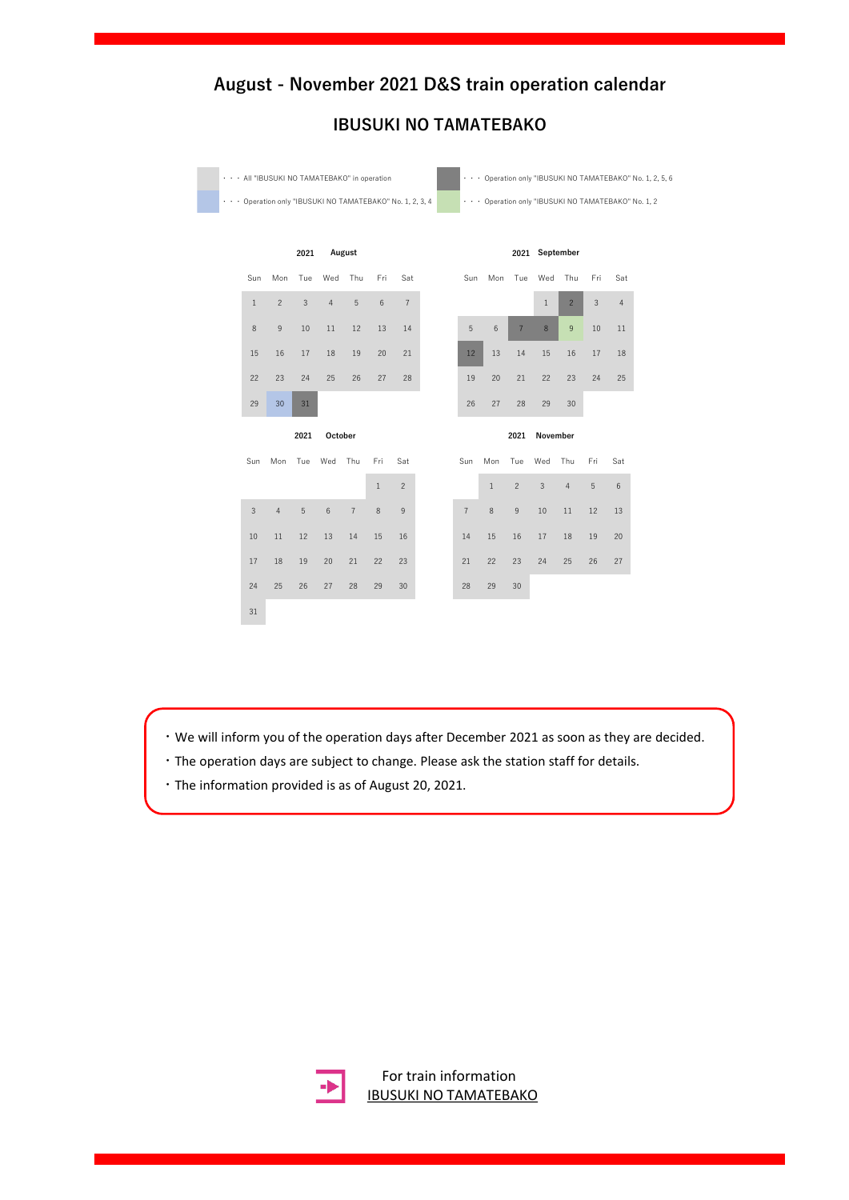# August - November 2021 D&S train operation calendar

## IBUSUKI NO TAMATEBAKO

- ・・・ All "IBUSUKI NO TAMATEBAKO" in operation
- ・・・ Operation only "IBUSUKI NO TAMATEBAKO" No. 1, 2, 5, 6
- ・・・ Operation only "IBUSUKI NO TAMATEBAKO" No. 1, 2, 3, 4
- ・・・ Operation only "IBUSUKI NO TAMATEBAKO" No. 1, 2

**2021 August**

| Sun | Mon | Tue | Wed | Thu | Fri | Sat |
|---|---|---|---|---|---|---|
| 1 | 2 | 3 | 4 | 5 | 6 | 7 |
| 8 | 9 | 10 | 11 | 12 | 13 | 14 |
| 15 | 16 | 17 | 18 | 19 | 20 | 21 |
| 22 | 23 | 24 | 25 | 26 | 27 | 28 |
| 29 | 30 | 31 | | | | |

**2021 September**

| Sun | Mon | Tue | Wed | Thu | Fri | Sat |
|---|---|---|---|---|---|---|
| | | | 1 | 2 | 3 | 4 |
| 5 | 6 | 7 | 8 | 9 | 10 | 11 |
| 12 | 13 | 14 | 15 | 16 | 17 | 18 |
| 19 | 20 | 21 | 22 | 23 | 24 | 25 |
| 26 | 27 | 28 | 29 | 30 | | |

**2021 October**

| Sun | Mon | Tue | Wed | Thu | Fri | Sat |
|---|---|---|---|---|---|---|
| | | | | | 1 | 2 |
| 3 | 4 | 5 | 6 | 7 | 8 | 9 |
| 10 | 11 | 12 | 13 | 14 | 15 | 16 |
| 17 | 18 | 19 | 20 | 21 | 22 | 23 |
| 24 | 25 | 26 | 27 | 28 | 29 | 30 |
| 31 | | | | | | |

**2021 November**

| Sun | Mon | Tue | Wed | Thu | Fri | Sat |
|---|---|---|---|---|---|---|
| | 1 | 2 | 3 | 4 | 5 | 6 |
| 7 | 8 | 9 | 10 | 11 | 12 | 13 |
| 14 | 15 | 16 | 17 | 18 | 19 | 20 |
| 21 | 22 | 23 | 24 | 25 | 26 | 27 |
| 28 | 29 | 30 | | | | |

・We will inform you of the operation days after December 2021 as soon as they are decided.

・The operation days are subject to change. Please ask the station staff for details.

・The information provided is as of August 20, 2021.

For train information
IBUSUKI NO TAMATEBAKO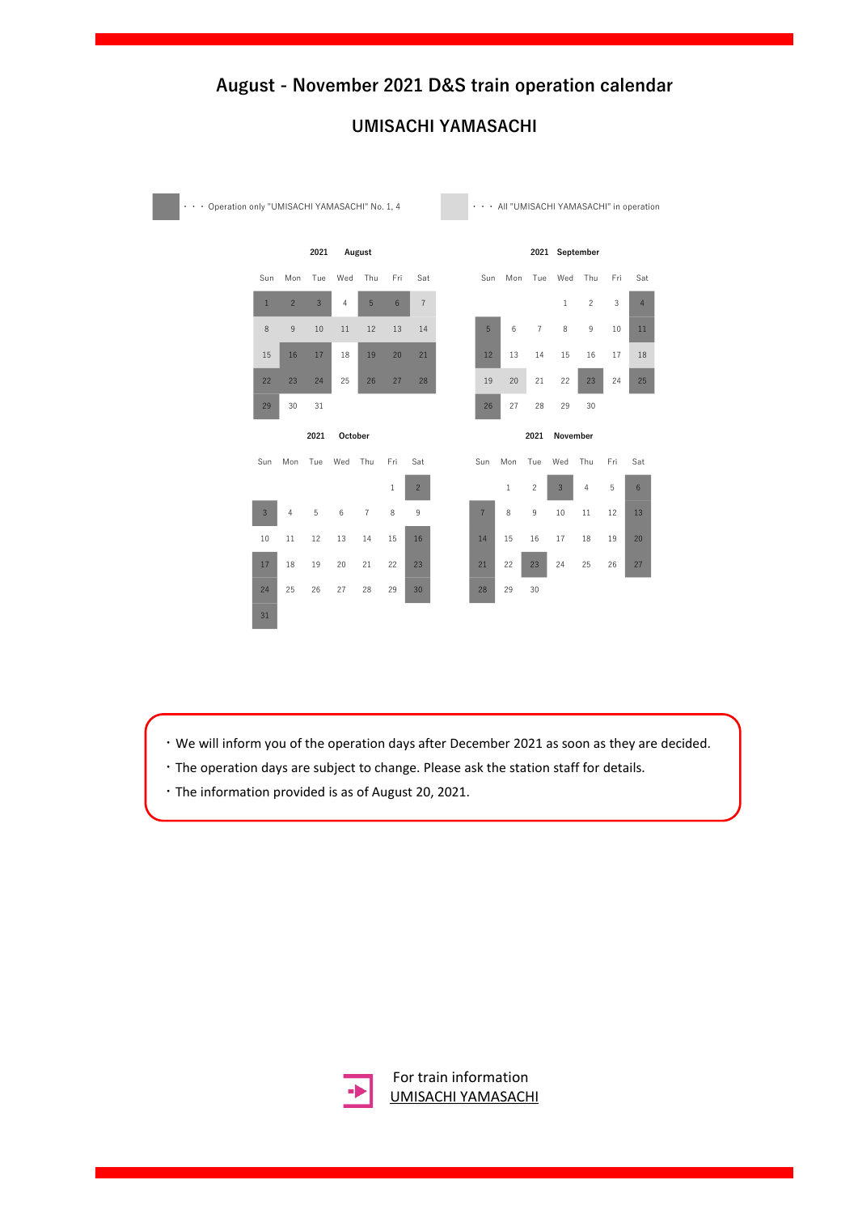# August - November 2021 D&S train operation calendar

## UMISACHI YAMASACHI

■ ・・・ Operation only "UMISACHI YAMASACHI" No. 1, 4

□ ・・・ All "UMISACHI YAMASACHI" in operation

**2021 August**

| Sun | Mon | Tue | Wed | Thu | Fri | Sat |
|---|---|---|---|---|---|---|
| 1 ■ | 2 ■ | 3 ■ | 4 | 5 ■ | 6 ■ | 7 □ |
| 8 □ | 9 □ | 10 □ | 11 □ | 12 □ | 13 □ | 14 □ |
| 15 □ | 16 ■ | 17 ■ | 18 | 19 ■ | 20 ■ | 21 ■ |
| 22 ■ | 23 ■ | 24 ■ | 25 | 26 ■ | 27 ■ | 28 ■ |
| 29 ■ | 30 | 31 | | | | |

**2021 September**

| Sun | Mon | Tue | Wed | Thu | Fri | Sat |
|---|---|---|---|---|---|---|
| | | | 1 | 2 | 3 | 4 ■ |
| 5 ■ | 6 | 7 | 8 | 9 | 10 | 11 ■ |
| 12 ■ | 13 | 14 | 15 | 16 | 17 | 18 □ |
| 19 □ | 20 □ | 21 | 22 | 23 ■ | 24 | 25 ■ |
| 26 ■ | 27 | 28 | 29 | 30 | | |

**2021 October**

| Sun | Mon | Tue | Wed | Thu | Fri | Sat |
|---|---|---|---|---|---|---|
| | | | | | 1 | 2 ■ |
| 3 ■ | 4 | 5 | 6 | 7 | 8 | 9 |
| 10 | 11 | 12 | 13 | 14 | 15 | 16 ■ |
| 17 ■ | 18 | 19 | 20 | 21 | 22 | 23 ■ |
| 24 ■ | 25 | 26 | 27 | 28 | 29 | 30 ■ |
| 31 ■ | | | | | | |

**2021 November**

| Sun | Mon | Tue | Wed | Thu | Fri | Sat |
|---|---|---|---|---|---|---|
| | 1 | 2 | 3 ■ | 4 | 5 | 6 ■ |
| 7 ■ | 8 | 9 | 10 | 11 | 12 | 13 ■ |
| 14 ■ | 15 | 16 | 17 | 18 | 19 | 20 ■ |
| 21 ■ | 22 | 23 ■ | 24 | 25 | 26 | 27 ■ |
| 28 ■ | 29 | 30 | | | | |

・We will inform you of the operation days after December 2021 as soon as they are decided.

・The operation days are subject to change. Please ask the station staff for details.

・The information provided is as of August 20, 2021.

For train information
UMISACHI YAMASACHI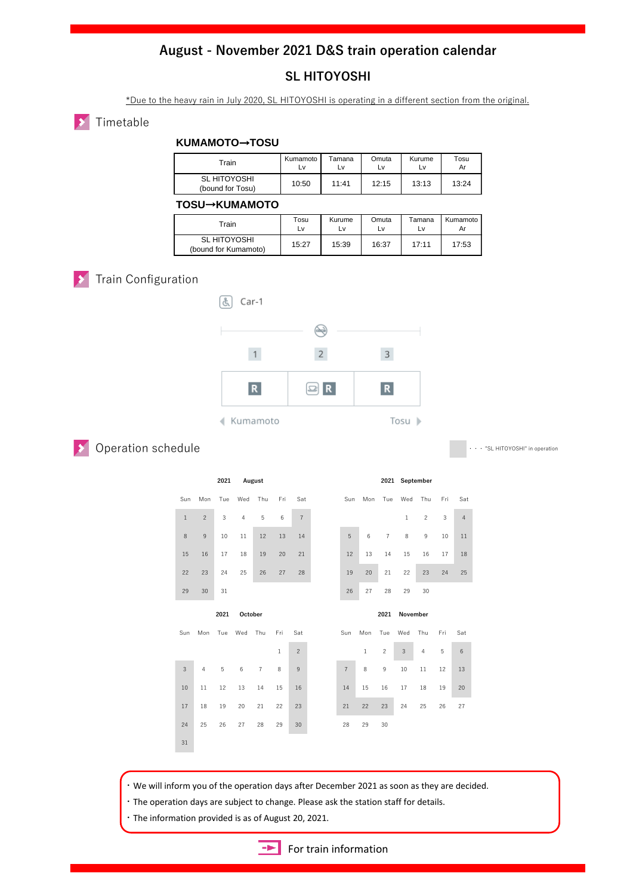# August - November 2021 D&S train operation calendar

## SL HITOYOSHI

*Due to the heavy rain in July 2020, SL HITOYOSHI is operating in a different section from the original.

## Timetable

### KUMAMOTO→TOSU

| Train | Kumamoto Lv | Tamana Lv | Omuta Lv | Kurume Lv | Tosu Ar |
|---|---|---|---|---|---|
| SL HITOYOSHI (bound for Tosu) | 10:50 | 11:41 | 12:15 | 13:13 | 13:24 |

### TOSU→KUMAMOTO

| Train | Tosu Lv | Kurume Lv | Omuta Lv | Tamana Lv | Kumamoto Ar |
|---|---|---|---|---|---|
| SL HITOYOSHI (bound for Kumamoto) | 15:27 | 15:39 | 16:37 | 17:11 | 17:53 |

## Train Configuration

Car-1

1 R
2 R
3 R

Kumamoto
Tosu

## Operation schedule

・・・"SL HITOYOSHI" in operation

2021 August

| Sun | Mon | Tue | Wed | Thu | Fri | Sat |
|---|---|---|---|---|---|---|
| 1 | 2 | 3 | 4 | 5 | 6 | 7 |
| 8 | 9 | 10 | 11 | 12 | 13 | 14 |
| 15 | 16 | 17 | 18 | 19 | 20 | 21 |
| 22 | 23 | 24 | 25 | 26 | 27 | 28 |
| 29 | 30 | 31 | | | | |

2021 September

| Sun | Mon | Tue | Wed | Thu | Fri | Sat |
|---|---|---|---|---|---|---|
| | | | 1 | 2 | 3 | 4 |
| 5 | 6 | 7 | 8 | 9 | 10 | 11 |
| 12 | 13 | 14 | 15 | 16 | 17 | 18 |
| 19 | 20 | 21 | 22 | 23 | 24 | 25 |
| 26 | 27 | 28 | 29 | 30 | | |

2021 October

| Sun | Mon | Tue | Wed | Thu | Fri | Sat |
|---|---|---|---|---|---|---|
| | | | | | 1 | 2 |
| 3 | 4 | 5 | 6 | 7 | 8 | 9 |
| 10 | 11 | 12 | 13 | 14 | 15 | 16 |
| 17 | 18 | 19 | 20 | 21 | 22 | 23 |
| 24 | 25 | 26 | 27 | 28 | 29 | 30 |
| 31 | | | | | | |

2021 November

| Sun | Mon | Tue | Wed | Thu | Fri | Sat |
|---|---|---|---|---|---|---|
| | 1 | 2 | 3 | 4 | 5 | 6 |
| 7 | 8 | 9 | 10 | 11 | 12 | 13 |
| 14 | 15 | 16 | 17 | 18 | 19 | 20 |
| 21 | 22 | 23 | 24 | 25 | 26 | 27 |
| 28 | 29 | 30 | | | | |

・We will inform you of the operation days after December 2021 as soon as they are decided.
・The operation days are subject to change. Please ask the station staff for details.
・The information provided is as of August 20, 2021.

For train information